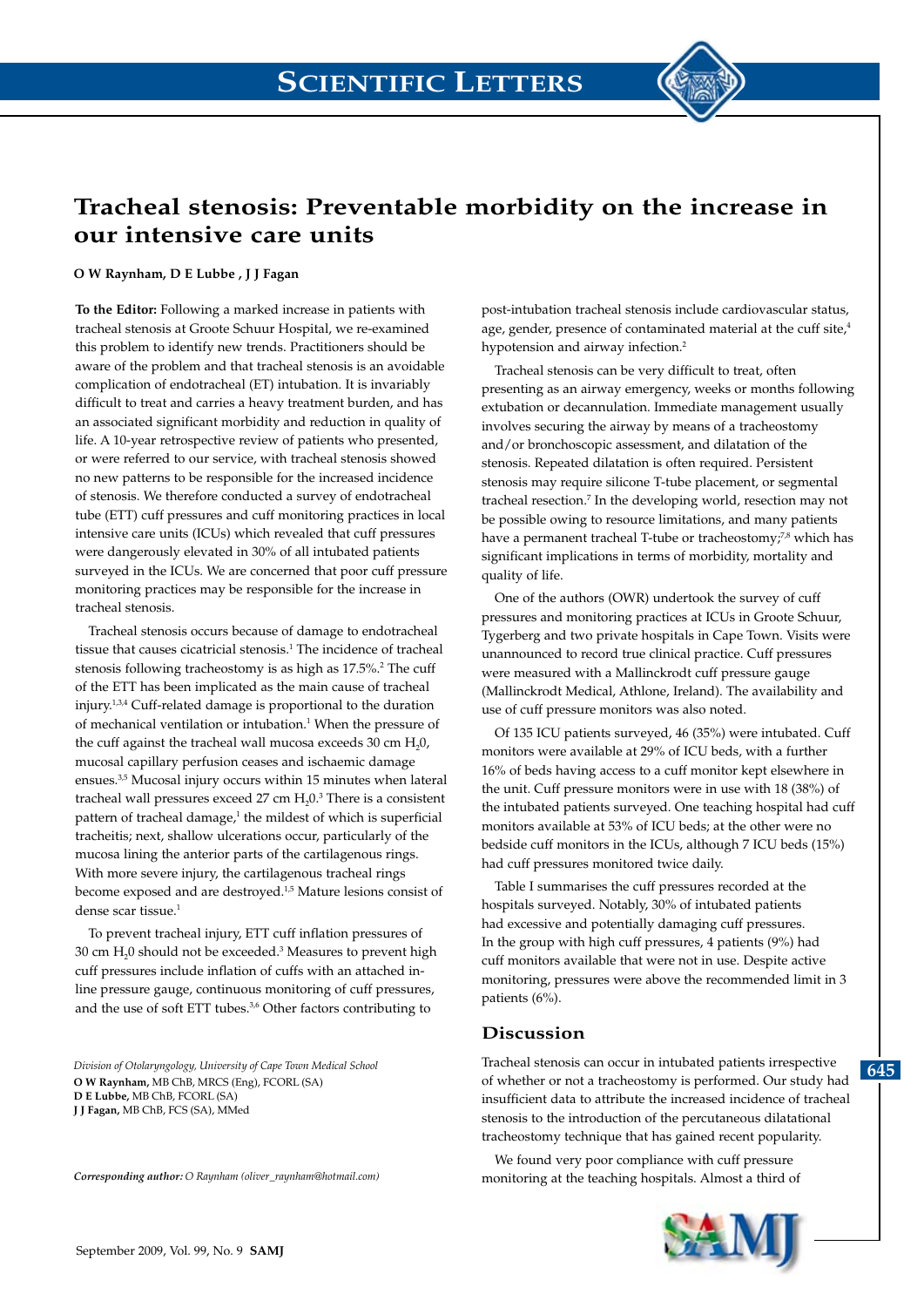# Tracheal stenosis: Preventable morbidity on the increase in our intensive care units

**O W Raynham, D E Lubbe , J J Fagan**

**To the Editor:** Following a marked increase in patients with tracheal stenosis at Groote Schuur Hospital, we re-examined this problem to identify new trends. Practitioners should be aware of the problem and that tracheal stenosis is an avoidable complication of endotracheal (ET) intubation. It is invariably difficult to treat and carries a heavy treatment burden, and has an associated significant morbidity and reduction in quality of life. A 10-year retrospective review of patients who presented, or were referred to our service, with tracheal stenosis showed no new patterns to be responsible for the increased incidence of stenosis. We therefore conducted a survey of endotracheal tube (ETT) cuff pressures and cuff monitoring practices in local intensive care units (ICUs) which revealed that cuff pressures were dangerously elevated in 30% of all intubated patients surveyed in the ICUs. We are concerned that poor cuff pressure monitoring practices may be responsible for the increase in tracheal stenosis.

Tracheal stenosis occurs because of damage to endotracheal tissue that causes cicatricial stenosis.[1] The incidence of tracheal stenosis following tracheostomy is as high as 17.5%.[2] The cuff of the ETT has been implicated as the main cause of tracheal injury.[1,3,4] Cuff-related damage is proportional to the duration of mechanical ventilation or intubation.[1] When the pressure of the cuff against the tracheal wall mucosa exceeds 30 cm $H_2O$, mucosal capillary perfusion ceases and ischaemic damage ensues.[3,5] Mucosal injury occurs within 15 minutes when lateral tracheal wall pressures exceed 27 cm $H_2O$.[3] There is a consistent pattern of tracheal damage,[1] the mildest of which is superficial tracheitis; next, shallow ulcerations occur, particularly of the mucosa lining the anterior parts of the cartilagenous rings. With more severe injury, the cartilagenous tracheal rings become exposed and are destroyed.[1,5] Mature lesions consist of dense scar tissue.[1]

To prevent tracheal injury, ETT cuff inflation pressures of 30 cm $H_2O$ should not be exceeded.[3] Measures to prevent high cuff pressures include inflation of cuffs with an attached in-line pressure gauge, continuous monitoring of cuff pressures, and the use of soft ETT tubes.[3,6] Other factors contributing to post-intubation tracheal stenosis include cardiovascular status, age, gender, presence of contaminated material at the cuff site,[4] hypotension and airway infection.[2]

Tracheal stenosis can be very difficult to treat, often presenting as an airway emergency, weeks or months following extubation or decannulation. Immediate management usually involves securing the airway by means of a tracheostomy and/or bronchoscopic assessment, and dilatation of the stenosis. Repeated dilatation is often required. Persistent stenosis may require silicone T-tube placement, or segmental tracheal resection.[7] In the developing world, resection may not be possible owing to resource limitations, and many patients have a permanent tracheal T-tube or tracheostomy;[7,8] which has significant implications in terms of morbidity, mortality and quality of life.

One of the authors (OWR) undertook the survey of cuff pressures and monitoring practices at ICUs in Groote Schuur, Tygerberg and two private hospitals in Cape Town. Visits were unannounced to record true clinical practice. Cuff pressures were measured with a Mallinckrodt cuff pressure gauge (Mallinckrodt Medical, Athlone, Ireland). The availability and use of cuff pressure monitors was also noted.

Of 135 ICU patients surveyed, 46 (35%) were intubated. Cuff monitors were available at 29% of ICU beds, with a further 16% of beds having access to a cuff monitor kept elsewhere in the unit. Cuff pressure monitors were in use with 18 (38%) of the intubated patients surveyed. One teaching hospital had cuff monitors available at 53% of ICU beds; at the other were no bedside cuff monitors in the ICUs, although 7 ICU beds (15%) had cuff pressures monitored twice daily.

Table I summarises the cuff pressures recorded at the hospitals surveyed. Notably, 30% of intubated patients had excessive and potentially damaging cuff pressures. In the group with high cuff pressures, 4 patients (9%) had cuff monitors available that were not in use. Despite active monitoring, pressures were above the recommended limit in 3 patients (6%).

## Discussion

Tracheal stenosis can occur in intubated patients irrespective of whether or not a tracheostomy is performed. Our study had insufficient data to attribute the increased incidence of tracheal stenosis to the introduction of the percutaneous dilatational tracheostomy technique that has gained recent popularity.

We found very poor compliance with cuff pressure monitoring at the teaching hospitals. Almost a third of

*Division of Otolaryngology, University of Cape Town Medical School*
**O W Raynham,** MB ChB, MRCS (Eng), FCORL (SA)
**D E Lubbe,** MB ChB, FCORL (SA)
**J J Fagan,** MB ChB, FCS (SA), MMed

***Corresponding author:*** *O Raynham (oliver_raynham@hotmail.com)*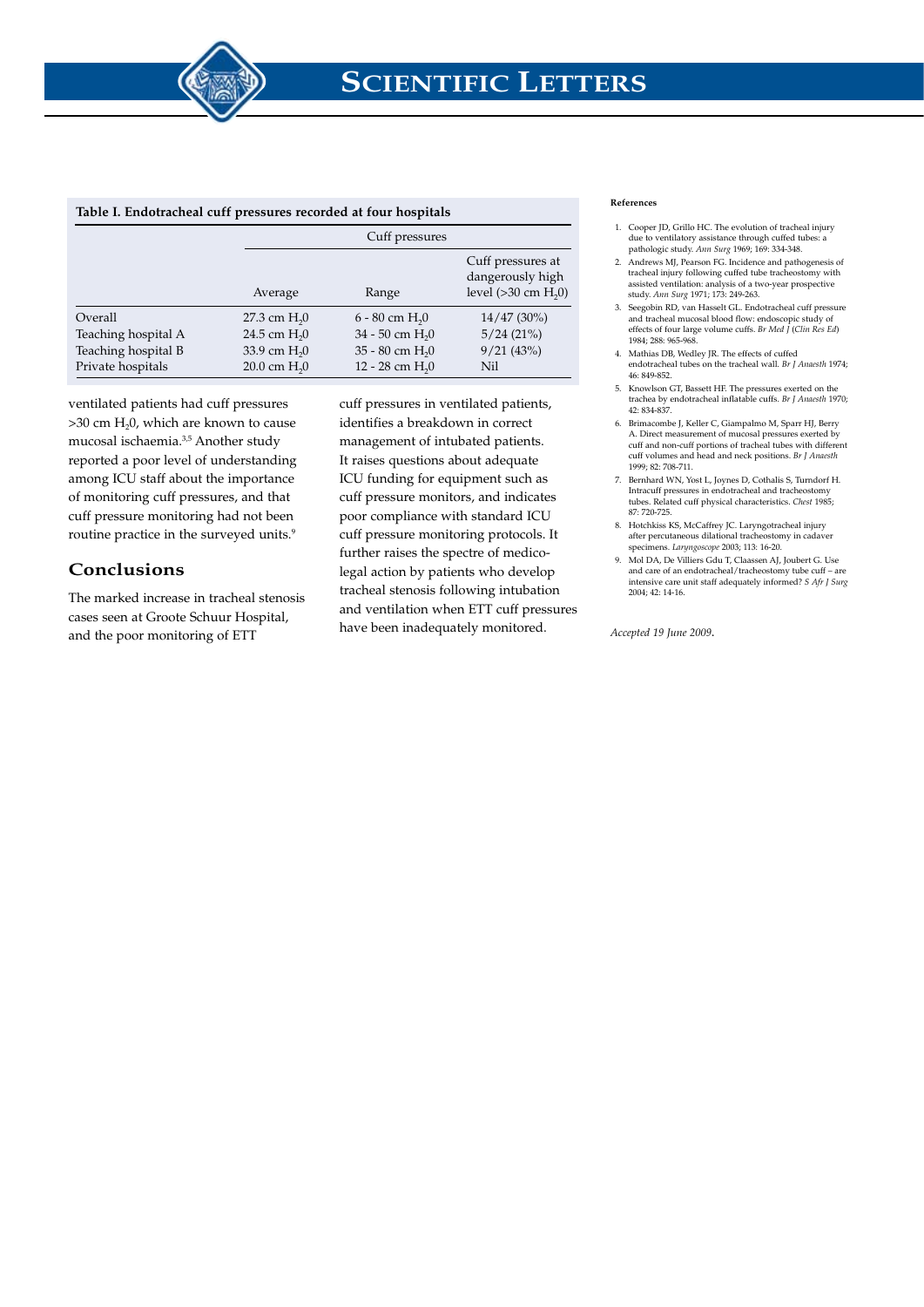**Table I. Endotracheal cuff pressures recorded at four hospitals**

| | Cuff pressures | | |
|---|---|---|---|
| | Average | Range | Cuff pressures at dangerously high level (>30 cm $H_20$) |
| Overall | 27.3 cm $H_20$ | 6 - 80 cm $H_20$ | 14/47 (30%) |
| Teaching hospital A | 24.5 cm $H_20$ | 34 - 50 cm $H_20$ | 5/24 (21%) |
| Teaching hospital B | 33.9 cm $H_20$ | 35 - 80 cm $H_20$ | 9/21 (43%) |
| Private hospitals | 20.0 cm $H_20$ | 12 - 28 cm $H_20$ | Nil |

ventilated patients had cuff pressures >30 cm $H_20$, which are known to cause mucosal ischaemia.[3,5] Another study reported a poor level of understanding among ICU staff about the importance of monitoring cuff pressures, and that cuff pressure monitoring had not been routine practice in the surveyed units.[9]

## Conclusions

The marked increase in tracheal stenosis cases seen at Groote Schuur Hospital, and the poor monitoring of ETT cuff pressures in ventilated patients, identifies a breakdown in correct management of intubated patients. It raises questions about adequate ICU funding for equipment such as cuff pressure monitors, and indicates poor compliance with standard ICU cuff pressure monitoring protocols. It further raises the spectre of medico-legal action by patients who develop tracheal stenosis following intubation and ventilation when ETT cuff pressures have been inadequately monitored.

#### References

1. Cooper JD, Grillo HC. The evolution of tracheal injury due to ventilatory assistance through cuffed tubes: a pathologic study. *Ann Surg* 1969; 169: 334-348.
2. Andrews MJ, Pearson FG. Incidence and pathogenesis of tracheal injury following cuffed tube tracheostomy with assisted ventilation: analysis of a two-year prospective study. *Ann Surg* 1971; 173: 249-263.
3. Seegobin RD, van Hasselt GL. Endotracheal cuff pressure and tracheal mucosal blood flow: endoscopic study of effects of four large volume cuffs. *Br Med J (Clin Res Ed)* 1984; 288: 965-968.
4. Mathias DB, Wedley JR. The effects of cuffed endotracheal tubes on the tracheal wall. *Br J Anaesth* 1974; 46: 849-852.
5. Knowlson GT, Bassett HF. The pressures exerted on the trachea by endotracheal inflatable cuffs. *Br J Anaesth* 1970; 42: 834-837.
6. Brimacombe J, Keller C, Giampalmo M, Sparr HJ, Berry A. Direct measurement of mucosal pressures exerted by cuff and non-cuff portions of tracheal tubes with different cuff volumes and head and neck positions. *Br J Anaesth* 1999; 82: 708-711.
7. Bernhard WN, Yost L, Joynes D, Cothalis S, Turndorf H. Intracuff pressures in endotracheal and tracheostomy tubes. Related cuff physical characteristics. *Chest* 1985; 87: 720-725.
8. Hotchkiss KS, McCaffrey JC. Laryngotracheal injury after percutaneous dilational tracheostomy in cadaver specimens. *Laryngoscope* 2003; 113: 16-20.
9. Mol DA, De Villiers Gdu T, Claassen AJ, Joubert G. Use and care of an endotracheal/tracheostomy tube cuff – are intensive care unit staff adequately informed? *S Afr J Surg* 2004; 42: 14-16.

*Accepted 19 June 2009.*